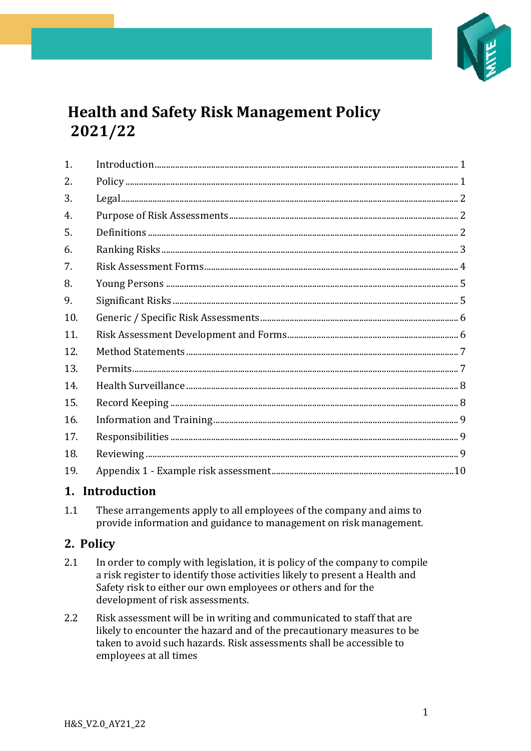# Health and Safety Risk Management Policy 2021/22

| | | |
|---|---|---|
| 1. | Introduction | 1 |
| 2. | Policy | 1 |
| 3. | Legal | 2 |
| 4. | Purpose of Risk Assessments | 2 |
| 5. | Definitions | 2 |
| 6. | Ranking Risks | 3 |
| 7. | Risk Assessment Forms | 4 |
| 8. | Young Persons | 5 |
| 9. | Significant Risks | 5 |
| 10. | Generic / Specific Risk Assessments | 6 |
| 11. | Risk Assessment Development and Forms | 6 |
| 12. | Method Statements | 7 |
| 13. | Permits | 7 |
| 14. | Health Surveillance | 8 |
| 15. | Record Keeping | 8 |
| 16. | Information and Training | 9 |
| 17. | Responsibilities | 9 |
| 18. | Reviewing | 9 |
| 19. | Appendix 1 - Example risk assessment | 10 |

## 1. Introduction

1.1 These arrangements apply to all employees of the company and aims to provide information and guidance to management on risk management.

## 2. Policy

2.1 In order to comply with legislation, it is policy of the company to compile a risk register to identify those activities likely to present a Health and Safety risk to either our own employees or others and for the development of risk assessments.

2.2 Risk assessment will be in writing and communicated to staff that are likely to encounter the hazard and of the precautionary measures to be taken to avoid such hazards. Risk assessments shall be accessible to employees at all times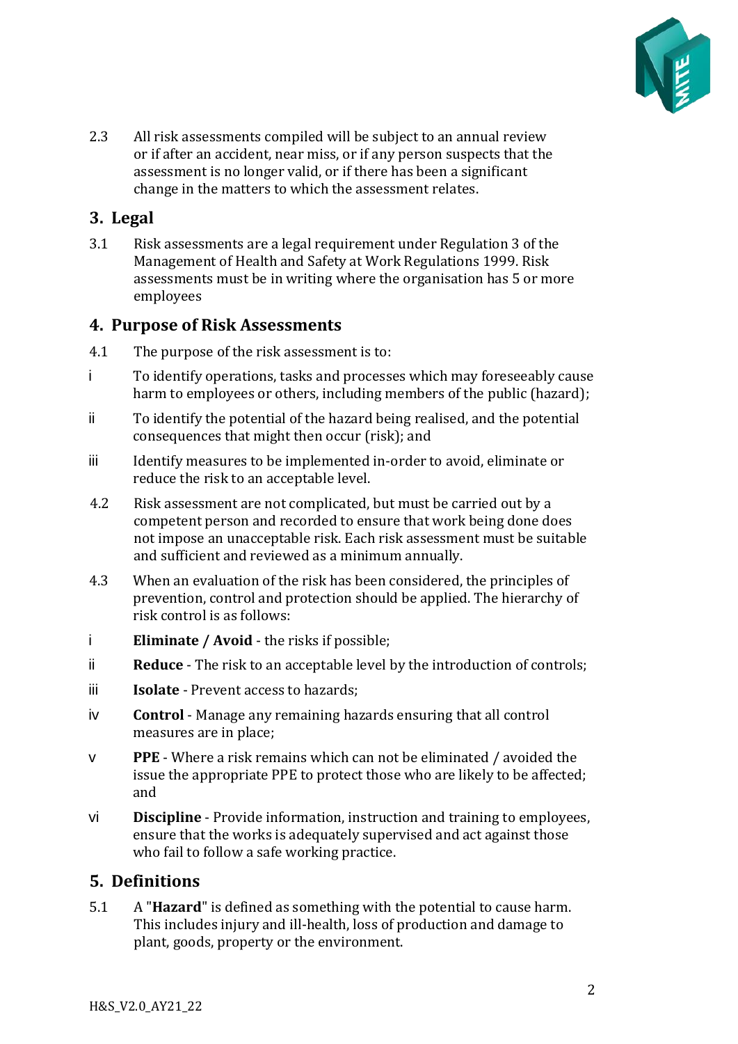2.3 All risk assessments compiled will be subject to an annual review or if after an accident, near miss, or if any person suspects that the assessment is no longer valid, or if there has been a significant change in the matters to which the assessment relates.

## 3. Legal

3.1 Risk assessments are a legal requirement under Regulation 3 of the Management of Health and Safety at Work Regulations 1999. Risk assessments must be in writing where the organisation has 5 or more employees

## 4. Purpose of Risk Assessments

4.1 The purpose of the risk assessment is to:

i To identify operations, tasks and processes which may foreseeably cause harm to employees or others, including members of the public (hazard);

ii To identify the potential of the hazard being realised, and the potential consequences that might then occur (risk); and

iii Identify measures to be implemented in-order to avoid, eliminate or reduce the risk to an acceptable level.

4.2 Risk assessment are not complicated, but must be carried out by a competent person and recorded to ensure that work being done does not impose an unacceptable risk. Each risk assessment must be suitable and sufficient and reviewed as a minimum annually.

4.3 When an evaluation of the risk has been considered, the principles of prevention, control and protection should be applied. The hierarchy of risk control is as follows:

i **Eliminate / Avoid** - the risks if possible;

ii **Reduce** - The risk to an acceptable level by the introduction of controls;

iii **Isolate** - Prevent access to hazards;

iv **Control** - Manage any remaining hazards ensuring that all control measures are in place;

v **PPE** - Where a risk remains which can not be eliminated / avoided the issue the appropriate PPE to protect those who are likely to be affected; and

vi **Discipline** - Provide information, instruction and training to employees, ensure that the works is adequately supervised and act against those who fail to follow a safe working practice.

## 5. Definitions

5.1 A "**Hazard**" is defined as something with the potential to cause harm. This includes injury and ill-health, loss of production and damage to plant, goods, property or the environment.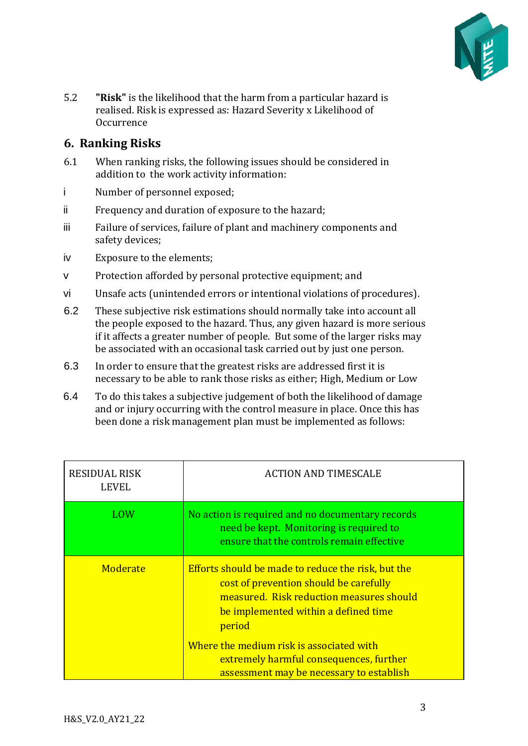5.2 **"Risk"** is the likelihood that the harm from a particular hazard is realised. Risk is expressed as: Hazard Severity x Likelihood of Occurrence

## 6. Ranking Risks

6.1 When ranking risks, the following issues should be considered in addition to the work activity information:

i Number of personnel exposed;

ii Frequency and duration of exposure to the hazard;

iii Failure of services, failure of plant and machinery components and safety devices;

iv Exposure to the elements;

v Protection afforded by personal protective equipment; and

vi Unsafe acts (unintended errors or intentional violations of procedures).

6.2 These subjective risk estimations should normally take into account all the people exposed to the hazard. Thus, any given hazard is more serious if it affects a greater number of people. But some of the larger risks may be associated with an occasional task carried out by just one person.

6.3 In order to ensure that the greatest risks are addressed first it is necessary to be able to rank those risks as either; High, Medium or Low

6.4 To do this takes a subjective judgement of both the likelihood of damage and or injury occurring with the control measure in place. Once this has been done a risk management plan must be implemented as follows:

| RESIDUAL RISK LEVEL | ACTION AND TIMESCALE |
| --- | --- |
| LOW | No action is required and no documentary records need be kept. Monitoring is required to ensure that the controls remain effective |
| Moderate | Efforts should be made to reduce the risk, but the cost of prevention should be carefully measured. Risk reduction measures should be implemented within a defined time period<br><br>Where the medium risk is associated with extremely harmful consequences, further assessment may be necessary to establish |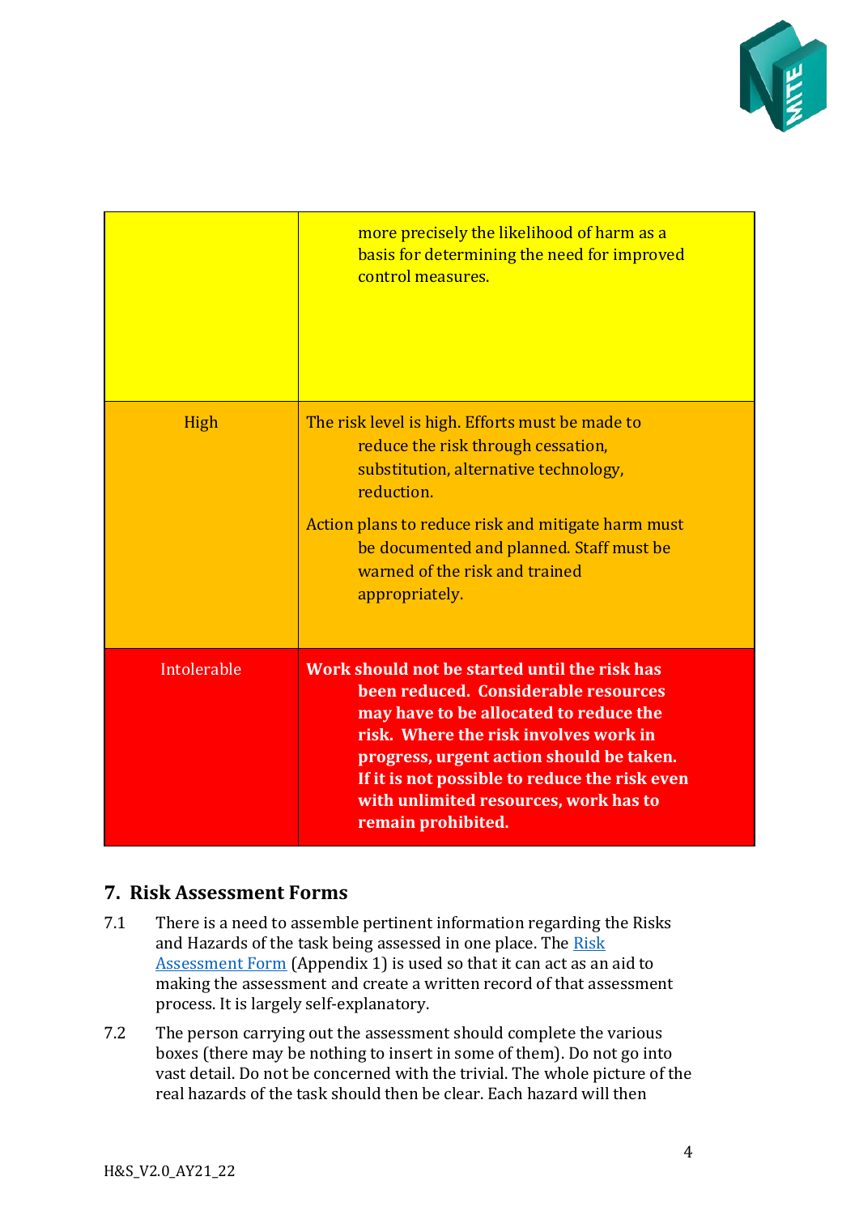| | |
|---|---|
| | more precisely the likelihood of harm as a basis for determining the need for improved control measures. |
| High | The risk level is high. Efforts must be made to reduce the risk through cessation, substitution, alternative technology, reduction.<br><br>Action plans to reduce risk and mitigate harm must be documented and planned. Staff must be warned of the risk and trained appropriately. |
| Intolerable | **Work should not be started until the risk has been reduced. Considerable resources may have to be allocated to reduce the risk. Where the risk involves work in progress, urgent action should be taken. If it is not possible to reduce the risk even with unlimited resources, work has to remain prohibited.** |

## 7. Risk Assessment Forms

7.1 There is a need to assemble pertinent information regarding the Risks and Hazards of the task being assessed in one place. The Risk Assessment Form (Appendix 1) is used so that it can act as an aid to making the assessment and create a written record of that assessment process. It is largely self-explanatory.

7.2 The person carrying out the assessment should complete the various boxes (there may be nothing to insert in some of them). Do not go into vast detail. Do not be concerned with the trivial. The whole picture of the real hazards of the task should then be clear. Each hazard will then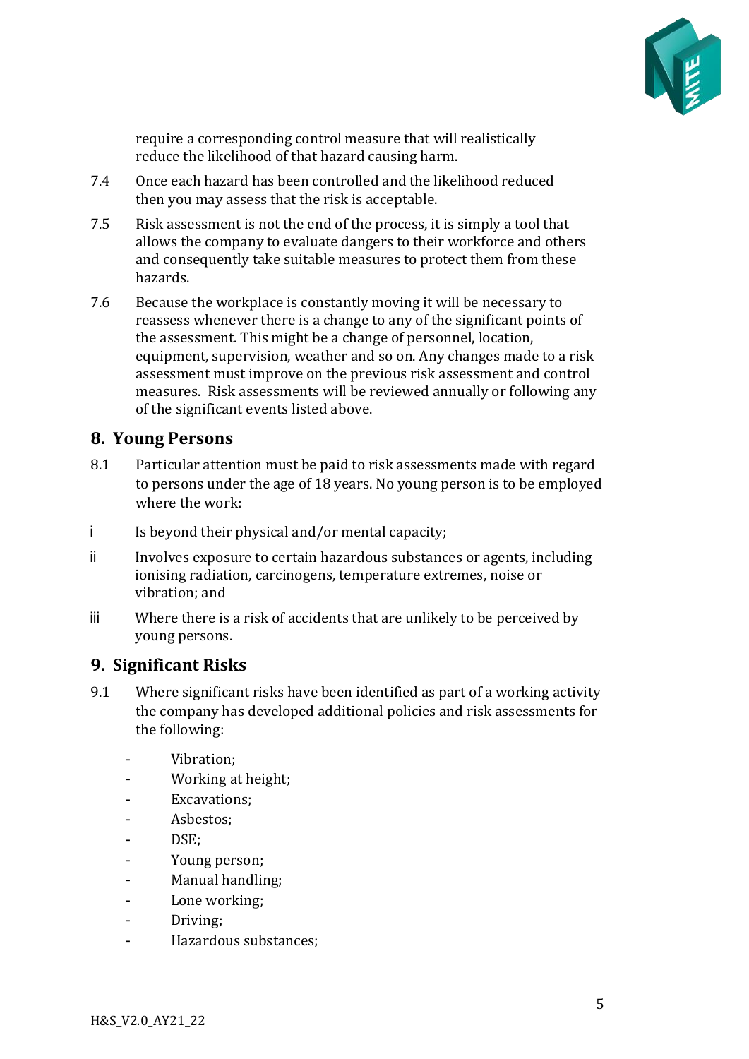require a corresponding control measure that will realistically reduce the likelihood of that hazard causing harm.

7.4 Once each hazard has been controlled and the likelihood reduced then you may assess that the risk is acceptable.

7.5 Risk assessment is not the end of the process, it is simply a tool that allows the company to evaluate dangers to their workforce and others and consequently take suitable measures to protect them from these hazards.

7.6 Because the workplace is constantly moving it will be necessary to reassess whenever there is a change to any of the significant points of the assessment. This might be a change of personnel, location, equipment, supervision, weather and so on. Any changes made to a risk assessment must improve on the previous risk assessment and control measures. Risk assessments will be reviewed annually or following any of the significant events listed above.

## 8. Young Persons

8.1 Particular attention must be paid to risk assessments made with regard to persons under the age of 18 years. No young person is to be employed where the work:

i Is beyond their physical and/or mental capacity;

ii Involves exposure to certain hazardous substances or agents, including ionising radiation, carcinogens, temperature extremes, noise or vibration; and

iii Where there is a risk of accidents that are unlikely to be perceived by young persons.

## 9. Significant Risks

9.1 Where significant risks have been identified as part of a working activity the company has developed additional policies and risk assessments for the following:

- Vibration;
- Working at height;
- Excavations;
- Asbestos;
- DSE;
- Young person;
- Manual handling;
- Lone working;
- Driving;
- Hazardous substances;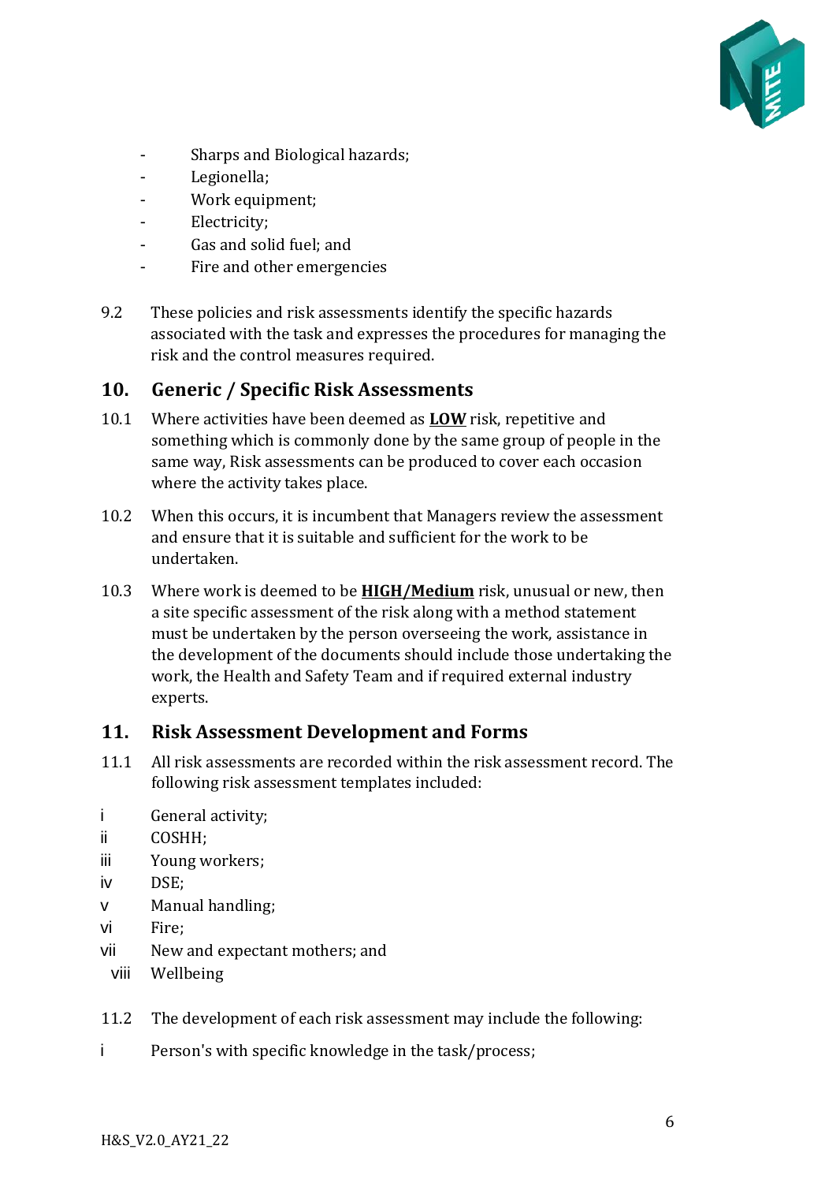- Sharps and Biological hazards;
- Legionella;
- Work equipment;
- Electricity;
- Gas and solid fuel; and
- Fire and other emergencies

9.2 These policies and risk assessments identify the specific hazards associated with the task and expresses the procedures for managing the risk and the control measures required.

## 10. Generic / Specific Risk Assessments

10.1 Where activities have been deemed as **LOW** risk, repetitive and something which is commonly done by the same group of people in the same way, Risk assessments can be produced to cover each occasion where the activity takes place.

10.2 When this occurs, it is incumbent that Managers review the assessment and ensure that it is suitable and sufficient for the work to be undertaken.

10.3 Where work is deemed to be **HIGH/Medium** risk, unusual or new, then a site specific assessment of the risk along with a method statement must be undertaken by the person overseeing the work, assistance in the development of the documents should include those undertaking the work, the Health and Safety Team and if required external industry experts.

## 11. Risk Assessment Development and Forms

11.1 All risk assessments are recorded within the risk assessment record. The following risk assessment templates included:

i General activity;
ii COSHH;
iii Young workers;
iv DSE;
v Manual handling;
vi Fire;
vii New and expectant mothers; and
viii Wellbeing

11.2 The development of each risk assessment may include the following:

i Person's with specific knowledge in the task/process;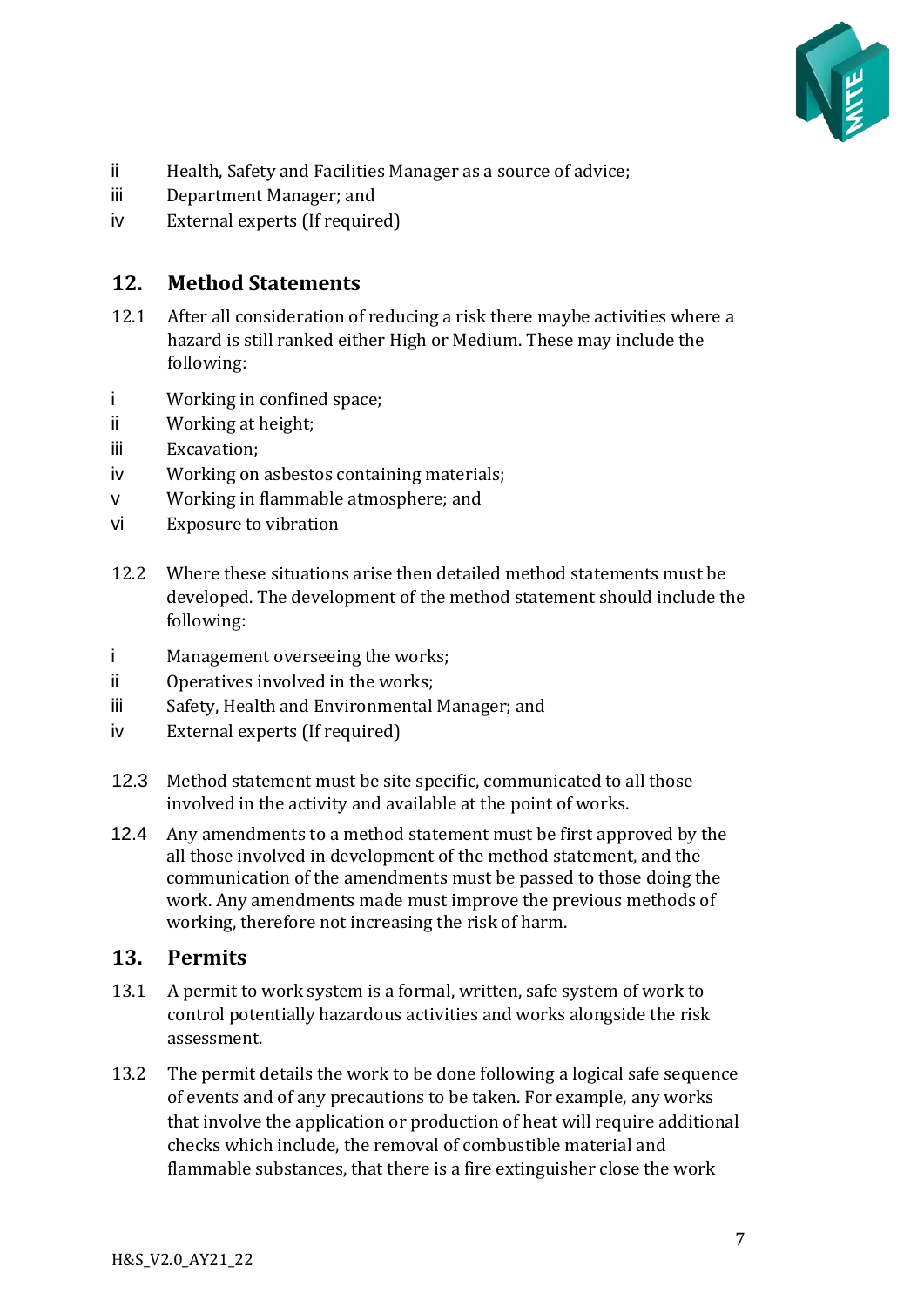ii Health, Safety and Facilities Manager as a source of advice;

iii Department Manager; and

iv External experts (If required)

## 12. Method Statements

12.1 After all consideration of reducing a risk there maybe activities where a hazard is still ranked either High or Medium. These may include the following:

i Working in confined space;

ii Working at height;

iii Excavation;

iv Working on asbestos containing materials;

v Working in flammable atmosphere; and

vi Exposure to vibration

12.2 Where these situations arise then detailed method statements must be developed. The development of the method statement should include the following:

i Management overseeing the works;

ii Operatives involved in the works;

iii Safety, Health and Environmental Manager; and

iv External experts (If required)

12.3 Method statement must be site specific, communicated to all those involved in the activity and available at the point of works.

12.4 Any amendments to a method statement must be first approved by the all those involved in development of the method statement, and the communication of the amendments must be passed to those doing the work. Any amendments made must improve the previous methods of working, therefore not increasing the risk of harm.

## 13. Permits

13.1 A permit to work system is a formal, written, safe system of work to control potentially hazardous activities and works alongside the risk assessment.

13.2 The permit details the work to be done following a logical safe sequence of events and of any precautions to be taken. For example, any works that involve the application or production of heat will require additional checks which include, the removal of combustible material and flammable substances, that there is a fire extinguisher close the work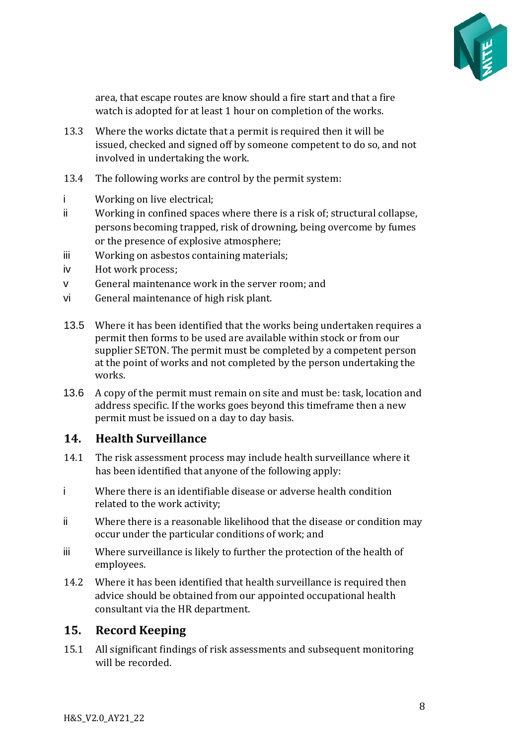area, that escape routes are know should a fire start and that a fire watch is adopted for at least 1 hour on completion of the works.

13.3 Where the works dictate that a permit is required then it will be issued, checked and signed off by someone competent to do so, and not involved in undertaking the work.

13.4 The following works are control by the permit system:

i Working on live electrical;

ii Working in confined spaces where there is a risk of; structural collapse, persons becoming trapped, risk of drowning, being overcome by fumes or the presence of explosive atmosphere;

iii Working on asbestos containing materials;

iv Hot work process;

v General maintenance work in the server room; and

vi General maintenance of high risk plant.

13.5 Where it has been identified that the works being undertaken requires a permit then forms to be used are available within stock or from our supplier SETON. The permit must be completed by a competent person at the point of works and not completed by the person undertaking the works.

13.6 A copy of the permit must remain on site and must be: task, location and address specific. If the works goes beyond this timeframe then a new permit must be issued on a day to day basis.

## 14. Health Surveillance

14.1 The risk assessment process may include health surveillance where it has been identified that anyone of the following apply:

i Where there is an identifiable disease or adverse health condition related to the work activity;

ii Where there is a reasonable likelihood that the disease or condition may occur under the particular conditions of work; and

iii Where surveillance is likely to further the protection of the health of employees.

14.2 Where it has been identified that health surveillance is required then advice should be obtained from our appointed occupational health consultant via the HR department.

## 15. Record Keeping

15.1 All significant findings of risk assessments and subsequent monitoring will be recorded.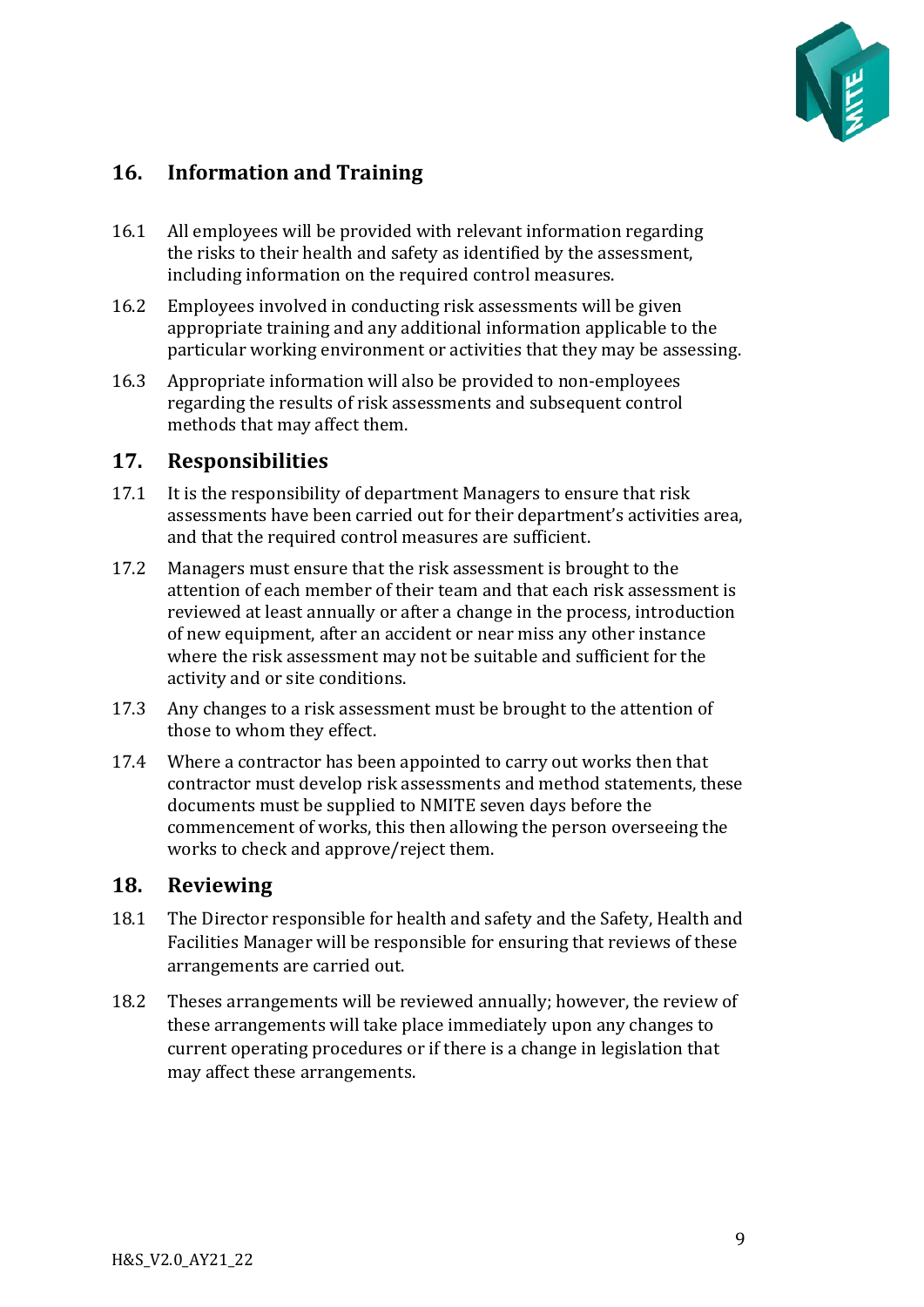## 16. Information and Training

16.1 All employees will be provided with relevant information regarding the risks to their health and safety as identified by the assessment, including information on the required control measures.

16.2 Employees involved in conducting risk assessments will be given appropriate training and any additional information applicable to the particular working environment or activities that they may be assessing.

16.3 Appropriate information will also be provided to non-employees regarding the results of risk assessments and subsequent control methods that may affect them.

## 17. Responsibilities

17.1 It is the responsibility of department Managers to ensure that risk assessments have been carried out for their department's activities area, and that the required control measures are sufficient.

17.2 Managers must ensure that the risk assessment is brought to the attention of each member of their team and that each risk assessment is reviewed at least annually or after a change in the process, introduction of new equipment, after an accident or near miss any other instance where the risk assessment may not be suitable and sufficient for the activity and or site conditions.

17.3 Any changes to a risk assessment must be brought to the attention of those to whom they effect.

17.4 Where a contractor has been appointed to carry out works then that contractor must develop risk assessments and method statements, these documents must be supplied to NMITE seven days before the commencement of works, this then allowing the person overseeing the works to check and approve/reject them.

## 18. Reviewing

18.1 The Director responsible for health and safety and the Safety, Health and Facilities Manager will be responsible for ensuring that reviews of these arrangements are carried out.

18.2 Theses arrangements will be reviewed annually; however, the review of these arrangements will take place immediately upon any changes to current operating procedures or if there is a change in legislation that may affect these arrangements.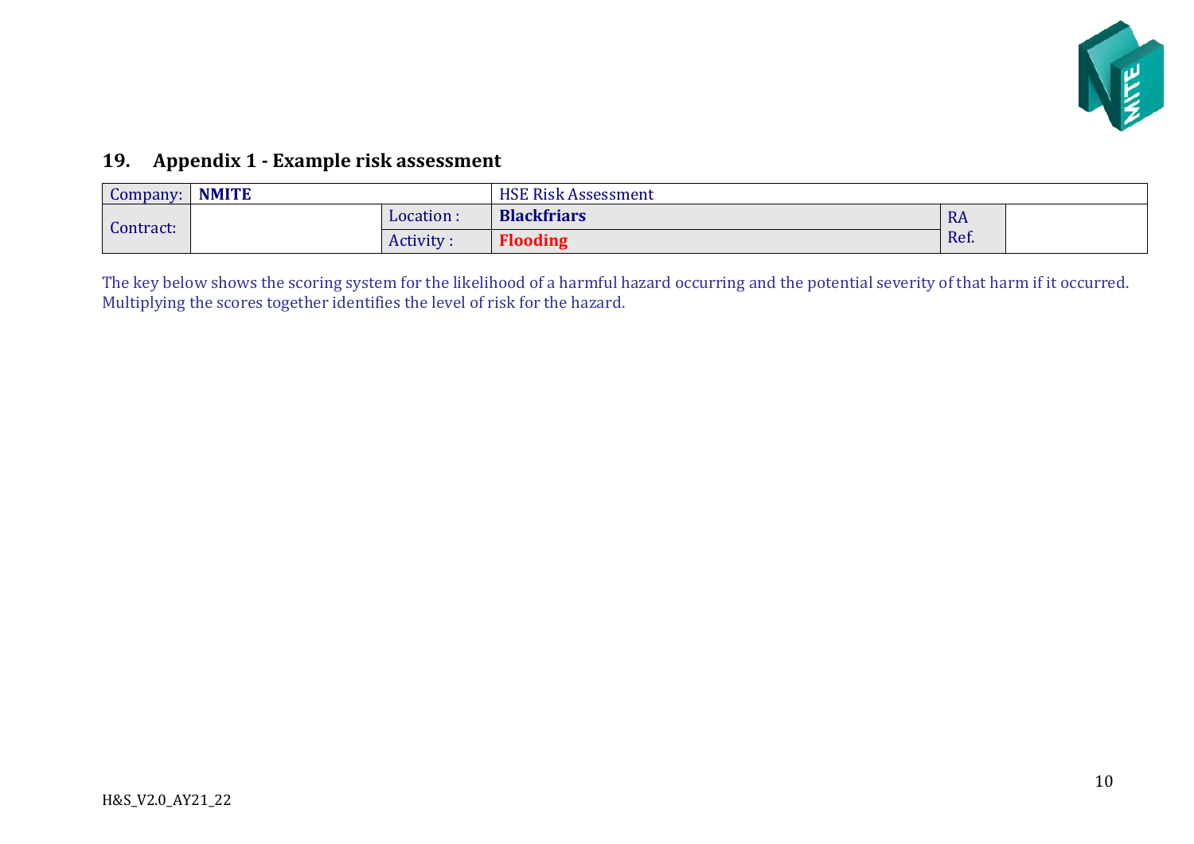## 19. Appendix 1 - Example risk assessment

| Company: | **NMITE** | | HSE Risk Assessment | | |
|---|---|---|---|---|---|
| Contract: | | Location : | **Blackfriars** | RA Ref. | |
| | | Activity : | **Flooding** | | |

The key below shows the scoring system for the likelihood of a harmful hazard occurring and the potential severity of that harm if it occurred. Multiplying the scores together identifies the level of risk for the hazard.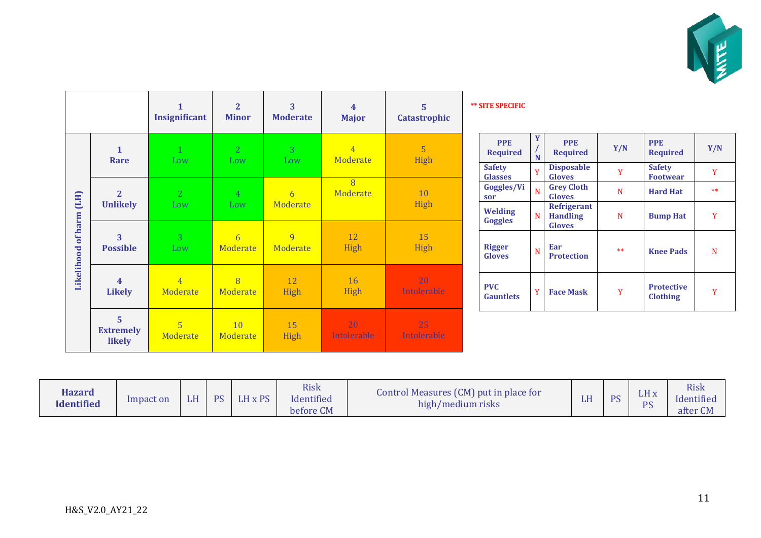| | | 1 Insignificant | 2 Minor | 3 Moderate | 4 Major | 5 Catastrophic |
|---|---|---|---|---|---|---|
| Likelihood of harm (LH) | 1 Rare | 1 Low | 2 Low | 3 Low | 4 Moderate | 5 High |
| | 2 Unlikely | 2 Low | 4 Low | 6 Moderate | 8 Moderate | 10 High |
| | 3 Possible | 3 Low | 6 Moderate | 9 Moderate | 12 High | 15 High |
| | 4 Likely | 4 Moderate | 8 Moderate | 12 High | 16 High | 20 Intolerable |
| | 5 Extremely likely | 5 Moderate | 10 Moderate | 15 High | 20 Intolerable | 25 Intolerable |

** SITE SPECIFIC

| PPE Required | Y/N | PPE Required | Y/N | PPE Required | Y/N |
|---|---|---|---|---|---|
| Safety Glasses | Y | Disposable Gloves | Y | Safety Footwear | Y |
| Goggles/Visor | N | Grey Cloth Gloves | N | Hard Hat | ** |
| Welding Goggles | N | Refrigerant Handling Gloves | N | Bump Hat | Y |
| Rigger Gloves | N | Ear Protection | ** | Knee Pads | N |
| PVC Gauntlets | Y | Face Mask | Y | Protective Clothing | Y |

| Hazard Identified | Impact on | LH | PS | LH x PS | Risk Identified before CM | Control Measures (CM) put in place for high/medium risks | LH | PS | LH x PS | Risk Identified after CM |
|---|---|---|---|---|---|---|---|---|---|---|

H&S_V2.0_AY21_22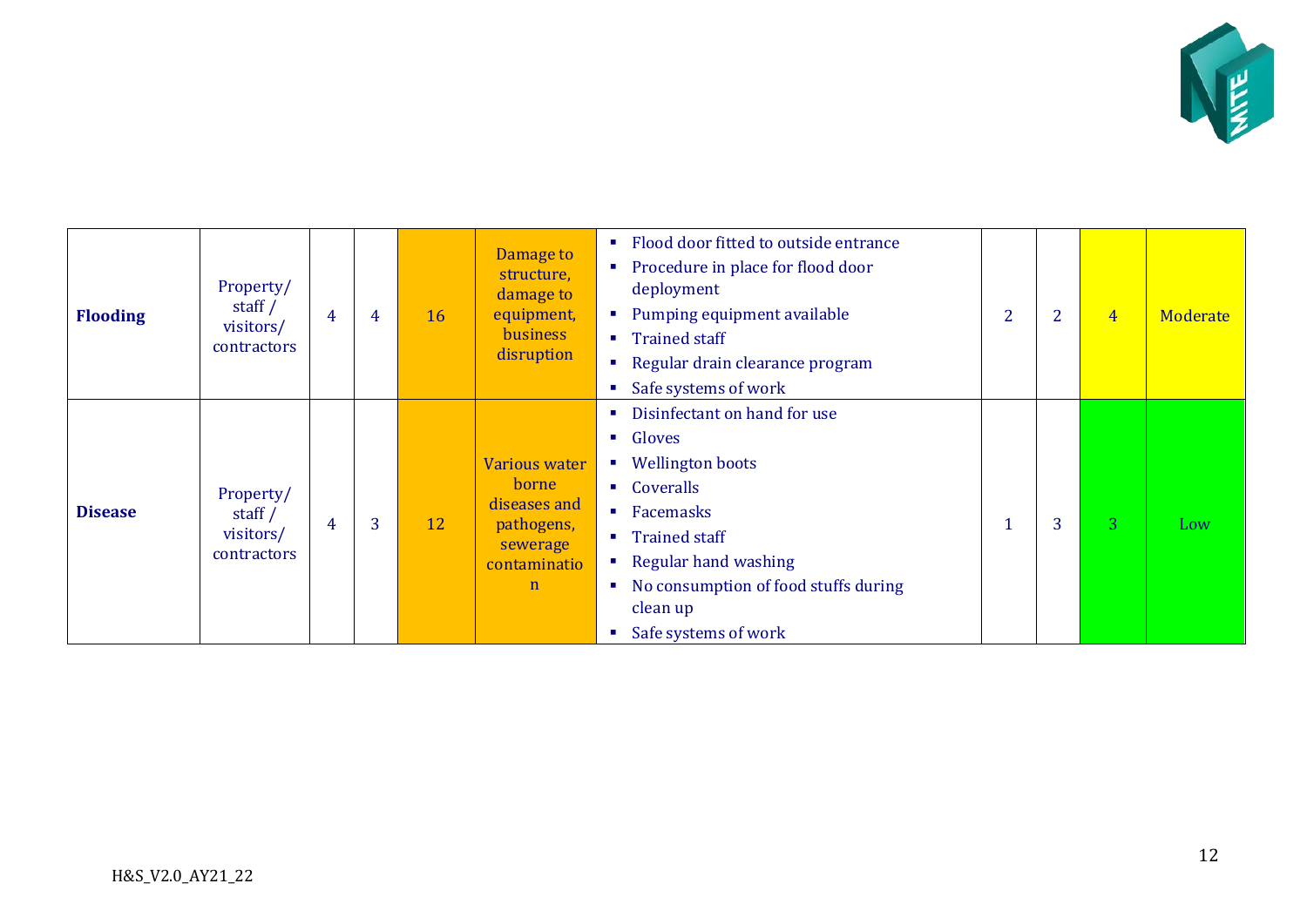| | | | | | | | | | | |
|---|---|---|---|---|---|---|---|---|---|---|
| **Flooding** | Property/ staff / visitors/ contractors | 4 | 4 | 16 | Damage to structure, damage to equipment, business disruption | ▪ Flood door fitted to outside entrance<br>▪ Procedure in place for flood door deployment<br>▪ Pumping equipment available<br>▪ Trained staff<br>▪ Regular drain clearance program<br>▪ Safe systems of work | 2 | 2 | 4 | Moderate |
| **Disease** | Property/ staff / visitors/ contractors | 4 | 3 | 12 | Various water borne diseases and pathogens, sewerage contamination | ▪ Disinfectant on hand for use<br>▪ Gloves<br>▪ Wellington boots<br>▪ Coveralls<br>▪ Facemasks<br>▪ Trained staff<br>▪ Regular hand washing<br>▪ No consumption of food stuffs during clean up<br>▪ Safe systems of work | 1 | 3 | 3 | Low |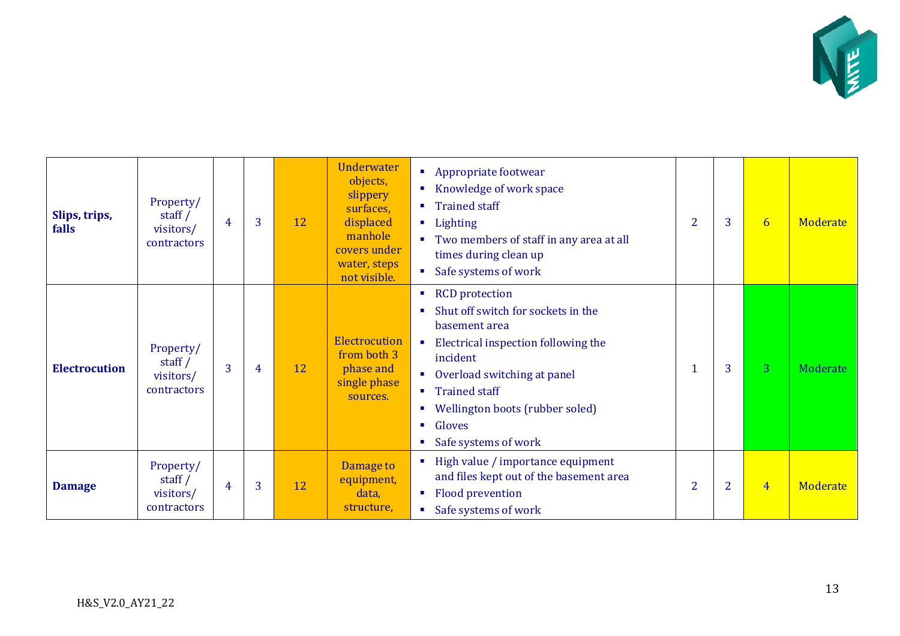| | | | | | | | | | | |
|---|---|---|---|---|---|---|---|---|---|---|
| **Slips, trips, falls** | Property/ staff / visitors/ contractors | 4 | 3 | 12 | Underwater objects, slippery surfaces, displaced manhole covers under water, steps not visible. | ▪ Appropriate footwear<br>▪ Knowledge of work space<br>▪ Trained staff<br>▪ Lighting<br>▪ Two members of staff in any area at all times during clean up<br>▪ Safe systems of work | 2 | 3 | 6 | Moderate |
| **Electrocution** | Property/ staff / visitors/ contractors | 3 | 4 | 12 | Electrocution from both 3 phase and single phase sources. | ▪ RCD protection<br>▪ Shut off switch for sockets in the basement area<br>▪ Electrical inspection following the incident<br>▪ Overload switching at panel<br>▪ Trained staff<br>▪ Wellington boots (rubber soled)<br>▪ Gloves<br>▪ Safe systems of work | 1 | 3 | 3 | Moderate |
| **Damage** | Property/ staff / visitors/ contractors | 4 | 3 | 12 | Damage to equipment, data, structure, | ▪ High value / importance equipment and files kept out of the basement area<br>▪ Flood prevention<br>▪ Safe systems of work | 2 | 2 | 4 | Moderate |

H&S_V2.0_AY21_22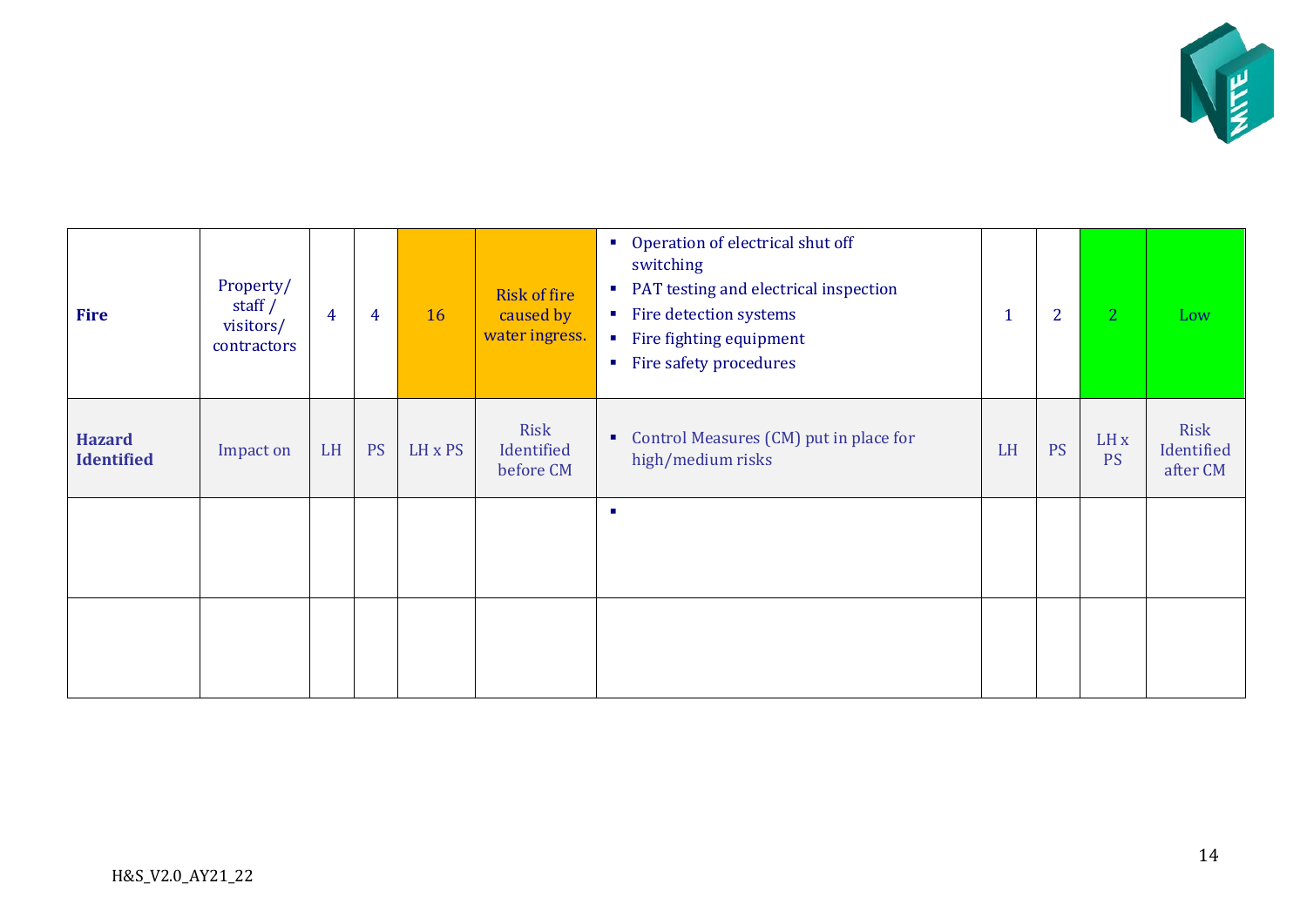| Fire | Property/ staff / visitors/ contractors | 4 | 4 | 16 | Risk of fire caused by water ingress. | ▪ Operation of electrical shut off switching<br>▪ PAT testing and electrical inspection<br>▪ Fire detection systems<br>▪ Fire fighting equipment<br>▪ Fire safety procedures | 1 | 2 | 2 | Low |
|---|---|---|---|---|---|---|---|---|---|---|
| **Hazard Identified** | Impact on | LH | PS | LH x PS | Risk Identified before CM | ▪ Control Measures (CM) put in place for high/medium risks | LH | PS | LH x PS | Risk Identified after CM |
| | | | | | | ▪ | | | | |
| | | | | | | | | | | |

H&S_V2.0_AY21_22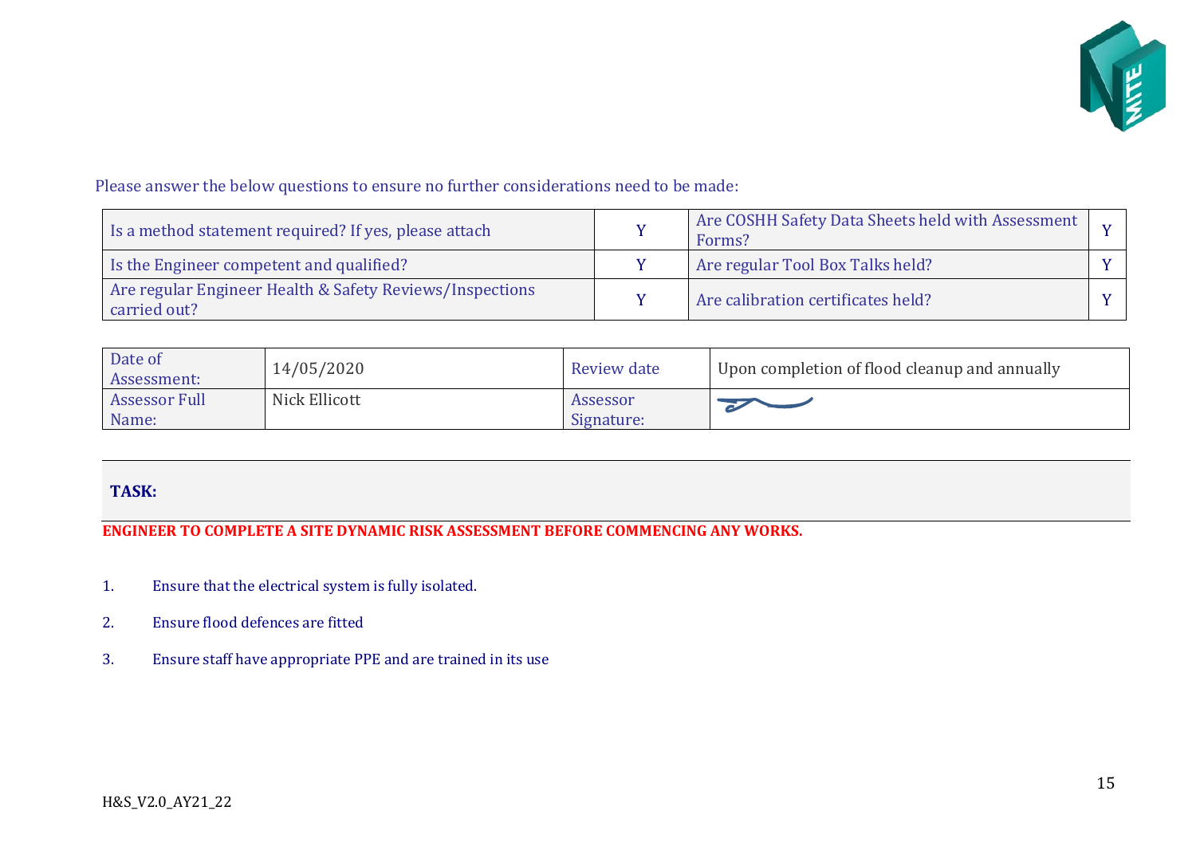Please answer the below questions to ensure no further considerations need to be made:

| | | | |
|---|---|---|---|
| Is a method statement required? If yes, please attach | Y | Are COSHH Safety Data Sheets held with Assessment Forms? | Y |
| Is the Engineer competent and qualified? | Y | Are regular Tool Box Talks held? | Y |
| Are regular Engineer Health & Safety Reviews/Inspections carried out? | Y | Are calibration certificates held? | Y |

| | | | |
|---|---|---|---|
| Date of Assessment: | 14/05/2020 | Review date | Upon completion of flood cleanup and annually |
| Assessor Full Name: | Nick Ellicott | Assessor Signature: | |

**TASK:**

**ENGINEER TO COMPLETE A SITE DYNAMIC RISK ASSESSMENT BEFORE COMMENCING ANY WORKS.**

1. Ensure that the electrical system is fully isolated.
2. Ensure flood defences are fitted
3. Ensure staff have appropriate PPE and are trained in its use

H&S_V2.0_AY21_22